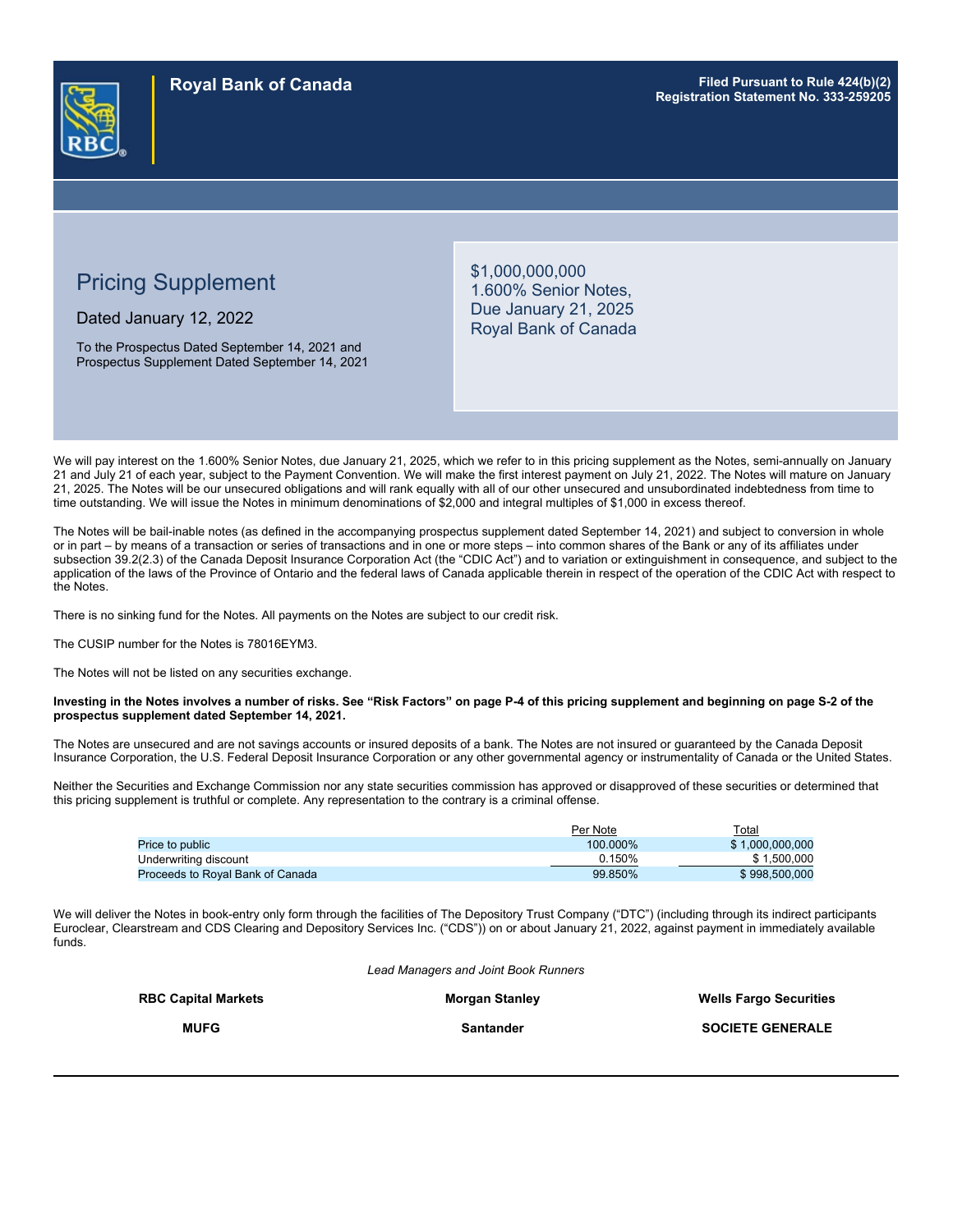Royal Bank of Canada

Filed Pursuant to Rule 424(b)(2)
Registration Statement No. 333-259205

# Pricing Supplement

Dated January 12, 2022

To the Prospectus Dated September 14, 2021 and Prospectus Supplement Dated September 14, 2021

$1,000,000,000
1.600% Senior Notes,
Due January 21, 2025
Royal Bank of Canada

We will pay interest on the 1.600% Senior Notes, due January 21, 2025, which we refer to in this pricing supplement as the Notes, semi-annually on January 21 and July 21 of each year, subject to the Payment Convention. We will make the first interest payment on July 21, 2022. The Notes will mature on January 21, 2025. The Notes will be our unsecured obligations and will rank equally with all of our other unsecured and unsubordinated indebtedness from time to time outstanding. We will issue the Notes in minimum denominations of $2,000 and integral multiples of $1,000 in excess thereof.

The Notes will be bail-inable notes (as defined in the accompanying prospectus supplement dated September 14, 2021) and subject to conversion in whole or in part – by means of a transaction or series of transactions and in one or more steps – into common shares of the Bank or any of its affiliates under subsection 39.2(2.3) of the Canada Deposit Insurance Corporation Act (the "CDIC Act") and to variation or extinguishment in consequence, and subject to the application of the laws of the Province of Ontario and the federal laws of Canada applicable therein in respect of the operation of the CDIC Act with respect to the Notes.

There is no sinking fund for the Notes. All payments on the Notes are subject to our credit risk.

The CUSIP number for the Notes is 78016EYM3.

The Notes will not be listed on any securities exchange.

**Investing in the Notes involves a number of risks. See "Risk Factors" on page P-4 of this pricing supplement and beginning on page S-2 of the prospectus supplement dated September 14, 2021.**

The Notes are unsecured and are not savings accounts or insured deposits of a bank. The Notes are not insured or guaranteed by the Canada Deposit Insurance Corporation, the U.S. Federal Deposit Insurance Corporation or any other governmental agency or instrumentality of Canada or the United States.

Neither the Securities and Exchange Commission nor any state securities commission has approved or disapproved of these securities or determined that this pricing supplement is truthful or complete. Any representation to the contrary is a criminal offense.

| | Per Note | Total |
|---|---|---|
| Price to public | 100.000% | $ 1,000,000,000 |
| Underwriting discount | 0.150% | $ 1,500,000 |
| Proceeds to Royal Bank of Canada | 99.850% | $ 998,500,000 |

We will deliver the Notes in book-entry only form through the facilities of The Depository Trust Company ("DTC") (including through its indirect participants Euroclear, Clearstream and CDS Clearing and Depository Services Inc. ("CDS")) on or about January 21, 2022, against payment in immediately available funds.

*Lead Managers and Joint Book Runners*

**RBC Capital Markets** **Morgan Stanley** **Wells Fargo Securities**

**MUFG** **Santander** **SOCIETE GENERALE**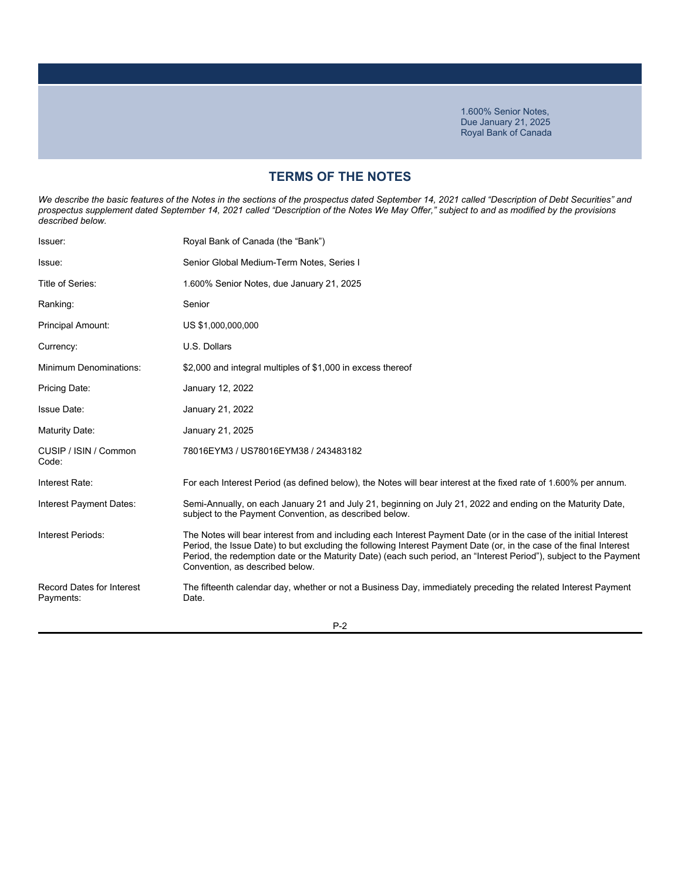1.600% Senior Notes,
Due January 21, 2025
Royal Bank of Canada

## TERMS OF THE NOTES

*We describe the basic features of the Notes in the sections of the prospectus dated September 14, 2021 called "Description of Debt Securities" and prospectus supplement dated September 14, 2021 called "Description of the Notes We May Offer," subject to and as modified by the provisions described below.*

| | |
|---|---|
| Issuer: | Royal Bank of Canada (the "Bank") |
| Issue: | Senior Global Medium-Term Notes, Series I |
| Title of Series: | 1.600% Senior Notes, due January 21, 2025 |
| Ranking: | Senior |
| Principal Amount: | US $1,000,000,000 |
| Currency: | U.S. Dollars |
| Minimum Denominations: | $2,000 and integral multiples of $1,000 in excess thereof |
| Pricing Date: | January 12, 2022 |
| Issue Date: | January 21, 2022 |
| Maturity Date: | January 21, 2025 |
| CUSIP / ISIN / Common Code: | 78016EYM3 / US78016EYM38 / 243483182 |
| Interest Rate: | For each Interest Period (as defined below), the Notes will bear interest at the fixed rate of 1.600% per annum. |
| Interest Payment Dates: | Semi-Annually, on each January 21 and July 21, beginning on July 21, 2022 and ending on the Maturity Date, subject to the Payment Convention, as described below. |
| Interest Periods: | The Notes will bear interest from and including each Interest Payment Date (or in the case of the initial Interest Period, the Issue Date) to but excluding the following Interest Payment Date (or, in the case of the final Interest Period, the redemption date or the Maturity Date) (each such period, an "Interest Period"), subject to the Payment Convention, as described below. |
| Record Dates for Interest Payments: | The fifteenth calendar day, whether or not a Business Day, immediately preceding the related Interest Payment Date. |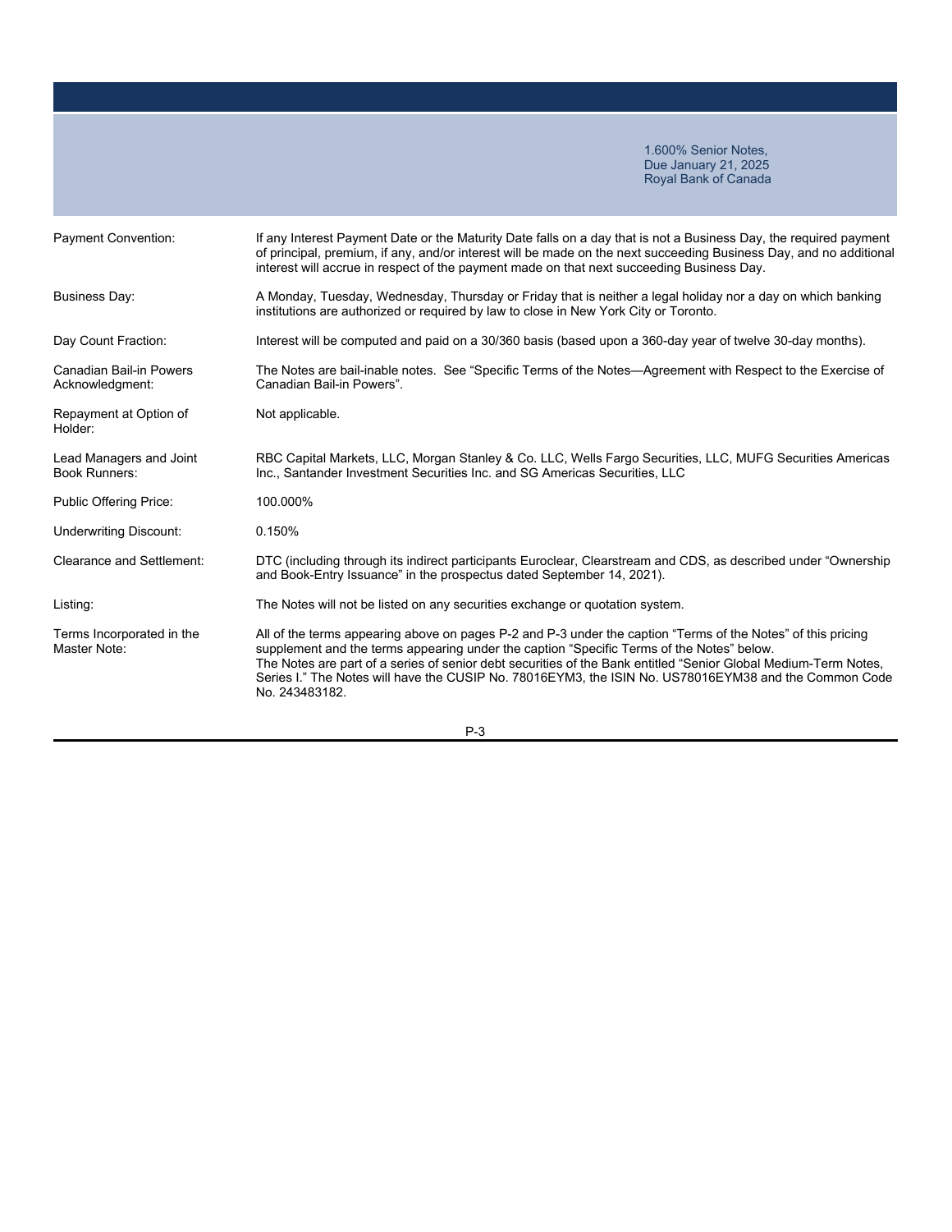1.600% Senior Notes,
Due January 21, 2025
Royal Bank of Canada

| | |
|---|---|
| Payment Convention: | If any Interest Payment Date or the Maturity Date falls on a day that is not a Business Day, the required payment of principal, premium, if any, and/or interest will be made on the next succeeding Business Day, and no additional interest will accrue in respect of the payment made on that next succeeding Business Day. |
| Business Day: | A Monday, Tuesday, Wednesday, Thursday or Friday that is neither a legal holiday nor a day on which banking institutions are authorized or required by law to close in New York City or Toronto. |
| Day Count Fraction: | Interest will be computed and paid on a 30/360 basis (based upon a 360-day year of twelve 30-day months). |
| Canadian Bail-in Powers Acknowledgment: | The Notes are bail-inable notes. See "Specific Terms of the Notes—Agreement with Respect to the Exercise of Canadian Bail-in Powers". |
| Repayment at Option of Holder: | Not applicable. |
| Lead Managers and Joint Book Runners: | RBC Capital Markets, LLC, Morgan Stanley & Co. LLC, Wells Fargo Securities, LLC, MUFG Securities Americas Inc., Santander Investment Securities Inc. and SG Americas Securities, LLC |
| Public Offering Price: | 100.000% |
| Underwriting Discount: | 0.150% |
| Clearance and Settlement: | DTC (including through its indirect participants Euroclear, Clearstream and CDS, as described under "Ownership and Book-Entry Issuance" in the prospectus dated September 14, 2021). |
| Listing: | The Notes will not be listed on any securities exchange or quotation system. |
| Terms Incorporated in the Master Note: | All of the terms appearing above on pages P-2 and P-3 under the caption "Terms of the Notes" of this pricing supplement and the terms appearing under the caption "Specific Terms of the Notes" below. The Notes are part of a series of senior debt securities of the Bank entitled "Senior Global Medium-Term Notes, Series I." The Notes will have the CUSIP No. 78016EYM3, the ISIN No. US78016EYM38 and the Common Code No. 243483182. |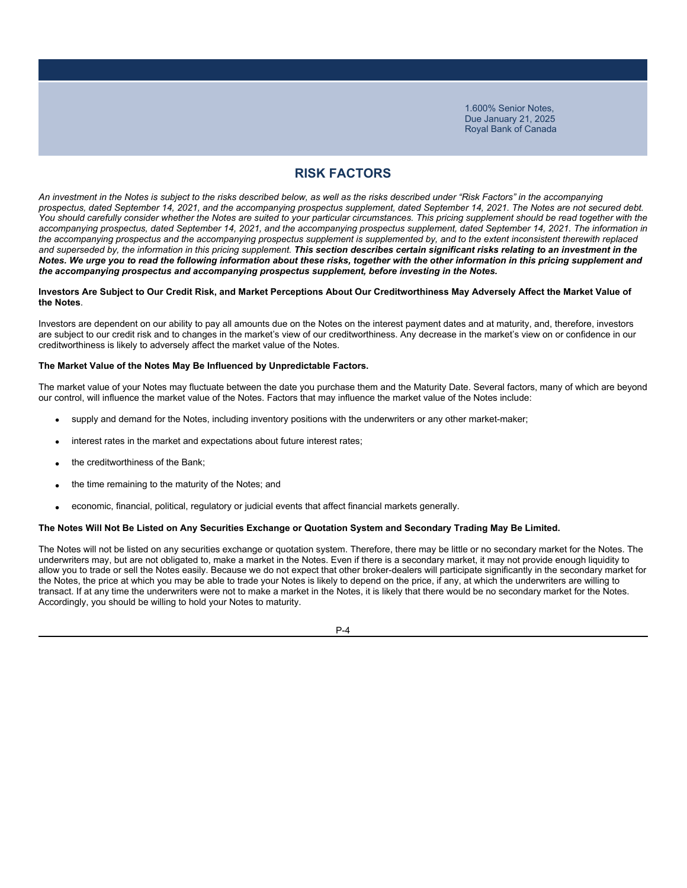## RISK FACTORS

*An investment in the Notes is subject to the risks described below, as well as the risks described under "Risk Factors" in the accompanying prospectus, dated September 14, 2021, and the accompanying prospectus supplement, dated September 14, 2021. The Notes are not secured debt. You should carefully consider whether the Notes are suited to your particular circumstances. This pricing supplement should be read together with the accompanying prospectus, dated September 14, 2021, and the accompanying prospectus supplement, dated September 14, 2021. The information in the accompanying prospectus and the accompanying prospectus supplement is supplemented by, and to the extent inconsistent therewith replaced and superseded by, the information in this pricing supplement.* ***This section describes certain significant risks relating to an investment in the Notes. We urge you to read the following information about these risks, together with the other information in this pricing supplement and the accompanying prospectus and accompanying prospectus supplement, before investing in the Notes.***

**Investors Are Subject to Our Credit Risk, and Market Perceptions About Our Creditworthiness May Adversely Affect the Market Value of the Notes**.

Investors are dependent on our ability to pay all amounts due on the Notes on the interest payment dates and at maturity, and, therefore, investors are subject to our credit risk and to changes in the market's view of our creditworthiness. Any decrease in the market's view on or confidence in our creditworthiness is likely to adversely affect the market value of the Notes.

**The Market Value of the Notes May Be Influenced by Unpredictable Factors.**

The market value of your Notes may fluctuate between the date you purchase them and the Maturity Date. Several factors, many of which are beyond our control, will influence the market value of the Notes. Factors that may influence the market value of the Notes include:

- supply and demand for the Notes, including inventory positions with the underwriters or any other market-maker;
- interest rates in the market and expectations about future interest rates;
- the creditworthiness of the Bank;
- the time remaining to the maturity of the Notes; and
- economic, financial, political, regulatory or judicial events that affect financial markets generally.

**The Notes Will Not Be Listed on Any Securities Exchange or Quotation System and Secondary Trading May Be Limited.**

The Notes will not be listed on any securities exchange or quotation system. Therefore, there may be little or no secondary market for the Notes. The underwriters may, but are not obligated to, make a market in the Notes. Even if there is a secondary market, it may not provide enough liquidity to allow you to trade or sell the Notes easily. Because we do not expect that other broker-dealers will participate significantly in the secondary market for the Notes, the price at which you may be able to trade your Notes is likely to depend on the price, if any, at which the underwriters are willing to transact. If at any time the underwriters were not to make a market in the Notes, it is likely that there would be no secondary market for the Notes. Accordingly, you should be willing to hold your Notes to maturity.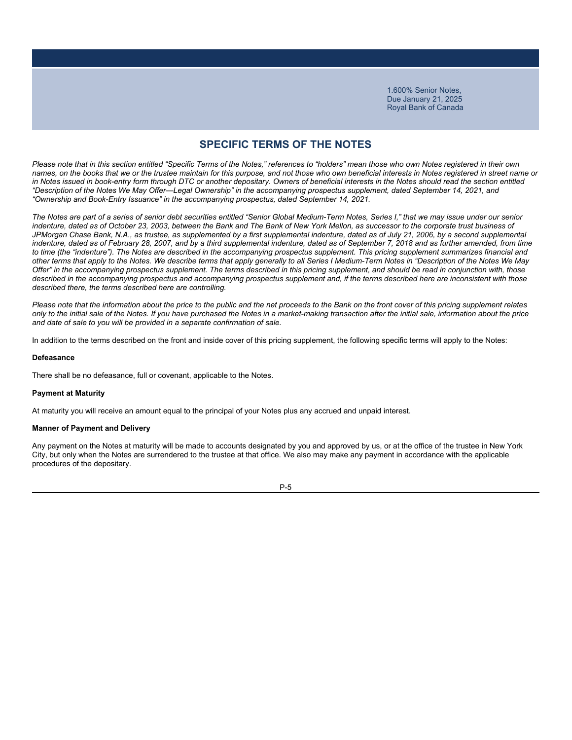## SPECIFIC TERMS OF THE NOTES

*Please note that in this section entitled "Specific Terms of the Notes," references to "holders" mean those who own Notes registered in their own names, on the books that we or the trustee maintain for this purpose, and not those who own beneficial interests in Notes registered in street name or in Notes issued in book-entry form through DTC or another depositary. Owners of beneficial interests in the Notes should read the section entitled "Description of the Notes We May Offer—Legal Ownership" in the accompanying prospectus supplement, dated September 14, 2021, and "Ownership and Book-Entry Issuance" in the accompanying prospectus, dated September 14, 2021.*

*The Notes are part of a series of senior debt securities entitled "Senior Global Medium-Term Notes, Series I," that we may issue under our senior indenture, dated as of October 23, 2003, between the Bank and The Bank of New York Mellon, as successor to the corporate trust business of JPMorgan Chase Bank, N.A., as trustee, as supplemented by a first supplemental indenture, dated as of July 21, 2006, by a second supplemental indenture, dated as of February 28, 2007, and by a third supplemental indenture, dated as of September 7, 2018 and as further amended, from time to time (the "indenture"). The Notes are described in the accompanying prospectus supplement. This pricing supplement summarizes financial and other terms that apply to the Notes. We describe terms that apply generally to all Series I Medium-Term Notes in "Description of the Notes We May Offer" in the accompanying prospectus supplement. The terms described in this pricing supplement, and should be read in conjunction with, those described in the accompanying prospectus and accompanying prospectus supplement and, if the terms described here are inconsistent with those described there, the terms described here are controlling.*

*Please note that the information about the price to the public and the net proceeds to the Bank on the front cover of this pricing supplement relates only to the initial sale of the Notes. If you have purchased the Notes in a market-making transaction after the initial sale, information about the price and date of sale to you will be provided in a separate confirmation of sale.*

In addition to the terms described on the front and inside cover of this pricing supplement, the following specific terms will apply to the Notes:

**Defeasance**

There shall be no defeasance, full or covenant, applicable to the Notes.

**Payment at Maturity**

At maturity you will receive an amount equal to the principal of your Notes plus any accrued and unpaid interest.

**Manner of Payment and Delivery**

Any payment on the Notes at maturity will be made to accounts designated by you and approved by us, or at the office of the trustee in New York City, but only when the Notes are surrendered to the trustee at that office. We also may make any payment in accordance with the applicable procedures of the depositary.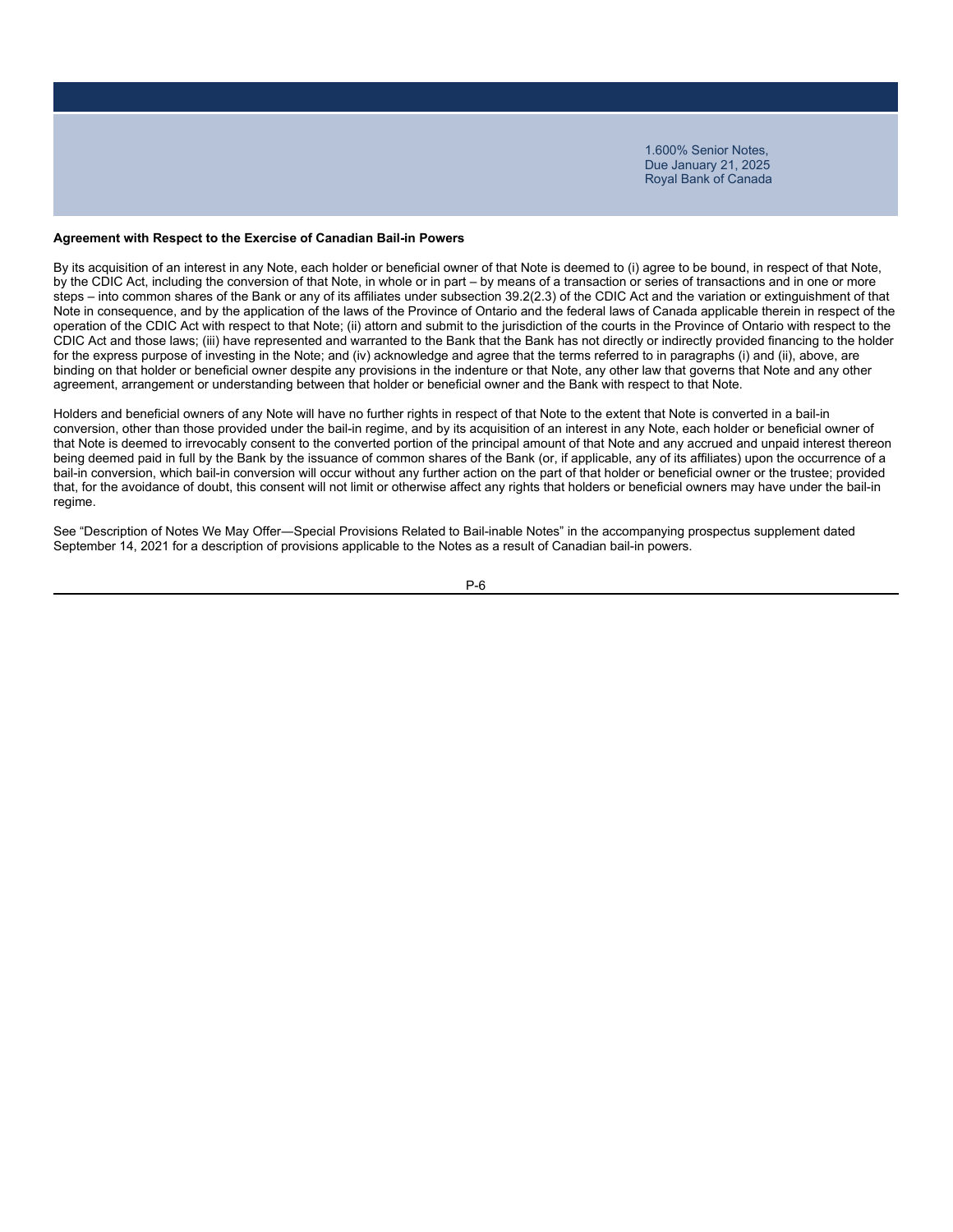#### Agreement with Respect to the Exercise of Canadian Bail-in Powers

By its acquisition of an interest in any Note, each holder or beneficial owner of that Note is deemed to (i) agree to be bound, in respect of that Note, by the CDIC Act, including the conversion of that Note, in whole or in part – by means of a transaction or series of transactions and in one or more steps – into common shares of the Bank or any of its affiliates under subsection 39.2(2.3) of the CDIC Act and the variation or extinguishment of that Note in consequence, and by the application of the laws of the Province of Ontario and the federal laws of Canada applicable therein in respect of the operation of the CDIC Act with respect to that Note; (ii) attorn and submit to the jurisdiction of the courts in the Province of Ontario with respect to the CDIC Act and those laws; (iii) have represented and warranted to the Bank that the Bank has not directly or indirectly provided financing to the holder for the express purpose of investing in the Note; and (iv) acknowledge and agree that the terms referred to in paragraphs (i) and (ii), above, are binding on that holder or beneficial owner despite any provisions in the indenture or that Note, any other law that governs that Note and any other agreement, arrangement or understanding between that holder or beneficial owner and the Bank with respect to that Note.

Holders and beneficial owners of any Note will have no further rights in respect of that Note to the extent that Note is converted in a bail-in conversion, other than those provided under the bail-in regime, and by its acquisition of an interest in any Note, each holder or beneficial owner of that Note is deemed to irrevocably consent to the converted portion of the principal amount of that Note and any accrued and unpaid interest thereon being deemed paid in full by the Bank by the issuance of common shares of the Bank (or, if applicable, any of its affiliates) upon the occurrence of a bail-in conversion, which bail-in conversion will occur without any further action on the part of that holder or beneficial owner or the trustee; provided that, for the avoidance of doubt, this consent will not limit or otherwise affect any rights that holders or beneficial owners may have under the bail-in regime.

See "Description of Notes We May Offer—Special Provisions Related to Bail-inable Notes" in the accompanying prospectus supplement dated September 14, 2021 for a description of provisions applicable to the Notes as a result of Canadian bail-in powers.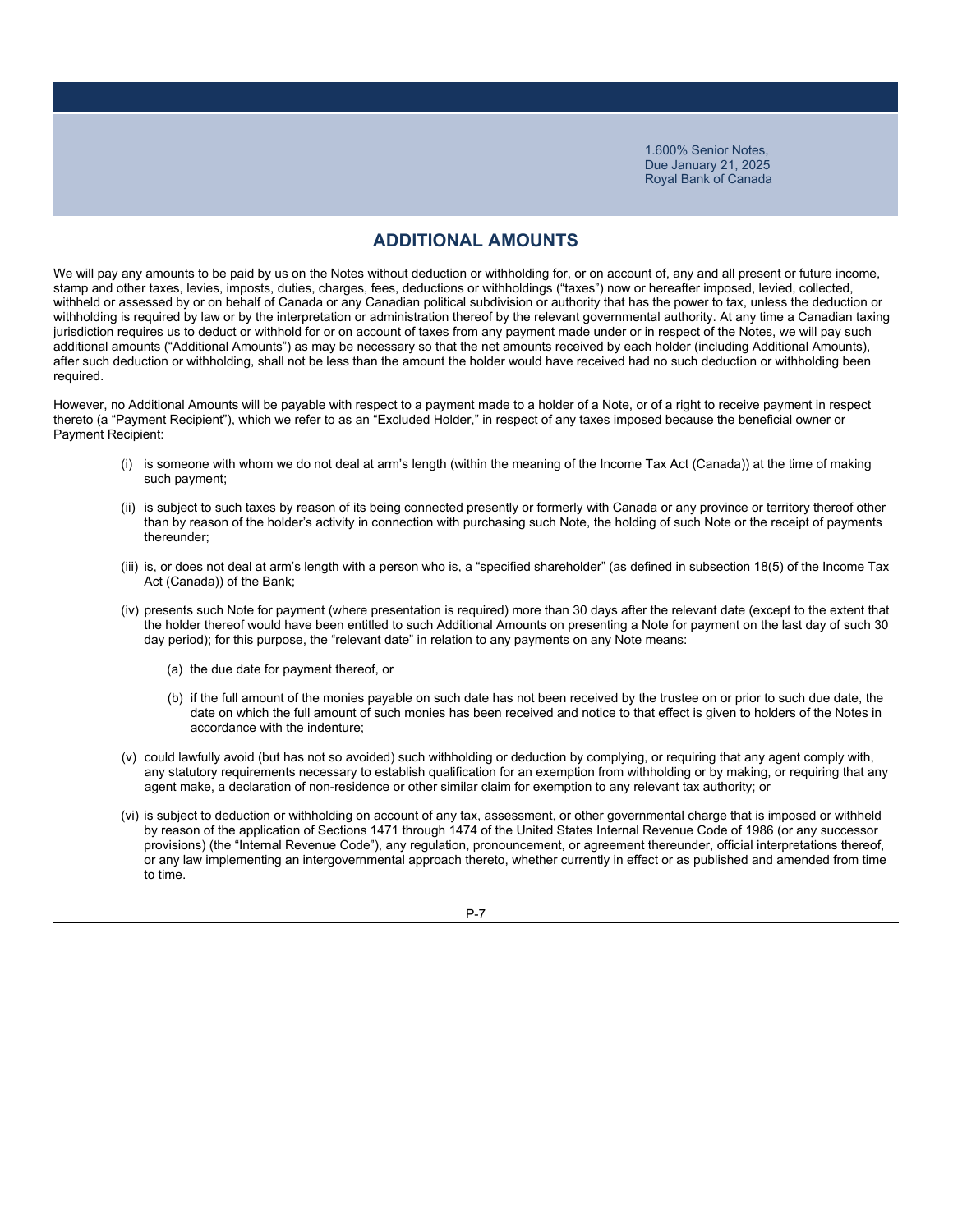## ADDITIONAL AMOUNTS

We will pay any amounts to be paid by us on the Notes without deduction or withholding for, or on account of, any and all present or future income, stamp and other taxes, levies, imposts, duties, charges, fees, deductions or withholdings ("taxes") now or hereafter imposed, levied, collected, withheld or assessed by or on behalf of Canada or any Canadian political subdivision or authority that has the power to tax, unless the deduction or withholding is required by law or by the interpretation or administration thereof by the relevant governmental authority. At any time a Canadian taxing jurisdiction requires us to deduct or withhold for or on account of taxes from any payment made under or in respect of the Notes, we will pay such additional amounts ("Additional Amounts") as may be necessary so that the net amounts received by each holder (including Additional Amounts), after such deduction or withholding, shall not be less than the amount the holder would have received had no such deduction or withholding been required.

However, no Additional Amounts will be payable with respect to a payment made to a holder of a Note, or of a right to receive payment in respect thereto (a "Payment Recipient"), which we refer to as an "Excluded Holder," in respect of any taxes imposed because the beneficial owner or Payment Recipient:

(i) is someone with whom we do not deal at arm's length (within the meaning of the Income Tax Act (Canada)) at the time of making such payment;

(ii) is subject to such taxes by reason of its being connected presently or formerly with Canada or any province or territory thereof other than by reason of the holder's activity in connection with purchasing such Note, the holding of such Note or the receipt of payments thereunder;

(iii) is, or does not deal at arm's length with a person who is, a "specified shareholder" (as defined in subsection 18(5) of the Income Tax Act (Canada)) of the Bank;

(iv) presents such Note for payment (where presentation is required) more than 30 days after the relevant date (except to the extent that the holder thereof would have been entitled to such Additional Amounts on presenting a Note for payment on the last day of such 30 day period); for this purpose, the "relevant date" in relation to any payments on any Note means:

  (a) the due date for payment thereof, or

  (b) if the full amount of the monies payable on such date has not been received by the trustee on or prior to such due date, the date on which the full amount of such monies has been received and notice to that effect is given to holders of the Notes in accordance with the indenture;

(v) could lawfully avoid (but has not so avoided) such withholding or deduction by complying, or requiring that any agent comply with, any statutory requirements necessary to establish qualification for an exemption from withholding or by making, or requiring that any agent make, a declaration of non-residence or other similar claim for exemption to any relevant tax authority; or

(vi) is subject to deduction or withholding on account of any tax, assessment, or other governmental charge that is imposed or withheld by reason of the application of Sections 1471 through 1474 of the United States Internal Revenue Code of 1986 (or any successor provisions) (the "Internal Revenue Code"), any regulation, pronouncement, or agreement thereunder, official interpretations thereof, or any law implementing an intergovernmental approach thereto, whether currently in effect or as published and amended from time to time.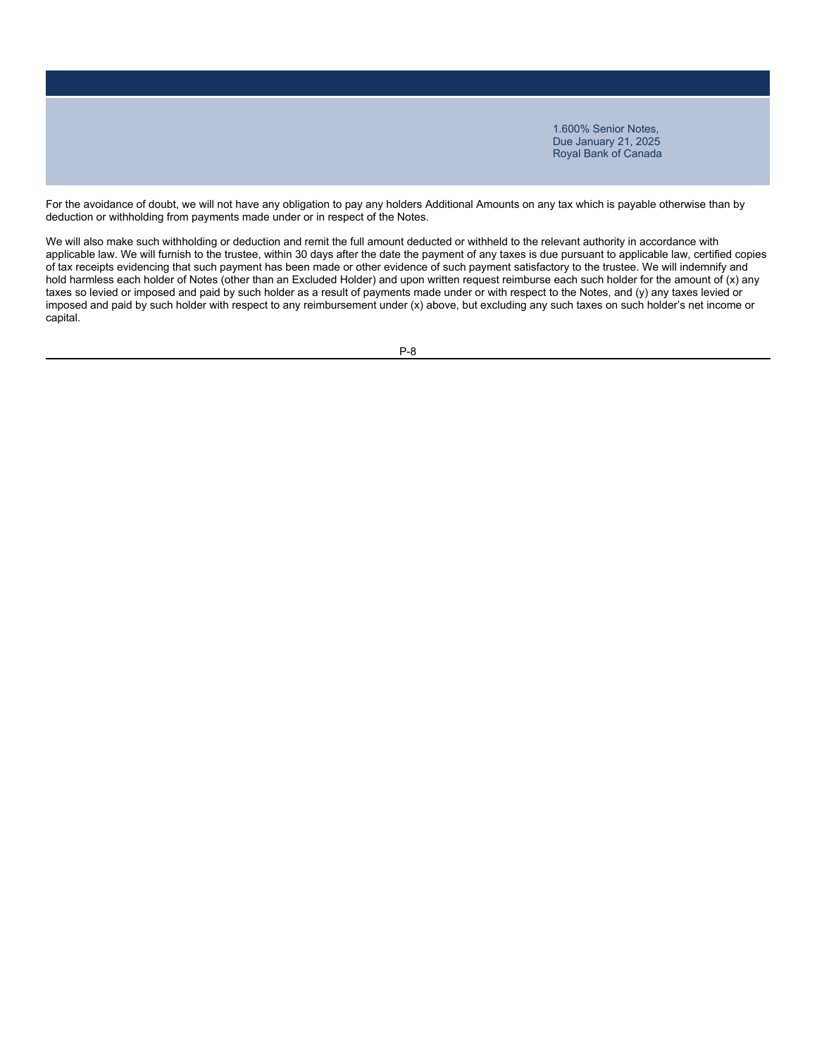For the avoidance of doubt, we will not have any obligation to pay any holders Additional Amounts on any tax which is payable otherwise than by deduction or withholding from payments made under or in respect of the Notes.

We will also make such withholding or deduction and remit the full amount deducted or withheld to the relevant authority in accordance with applicable law. We will furnish to the trustee, within 30 days after the date the payment of any taxes is due pursuant to applicable law, certified copies of tax receipts evidencing that such payment has been made or other evidence of such payment satisfactory to the trustee. We will indemnify and hold harmless each holder of Notes (other than an Excluded Holder) and upon written request reimburse each such holder for the amount of (x) any taxes so levied or imposed and paid by such holder as a result of payments made under or with respect to the Notes, and (y) any taxes levied or imposed and paid by such holder with respect to any reimbursement under (x) above, but excluding any such taxes on such holder's net income or capital.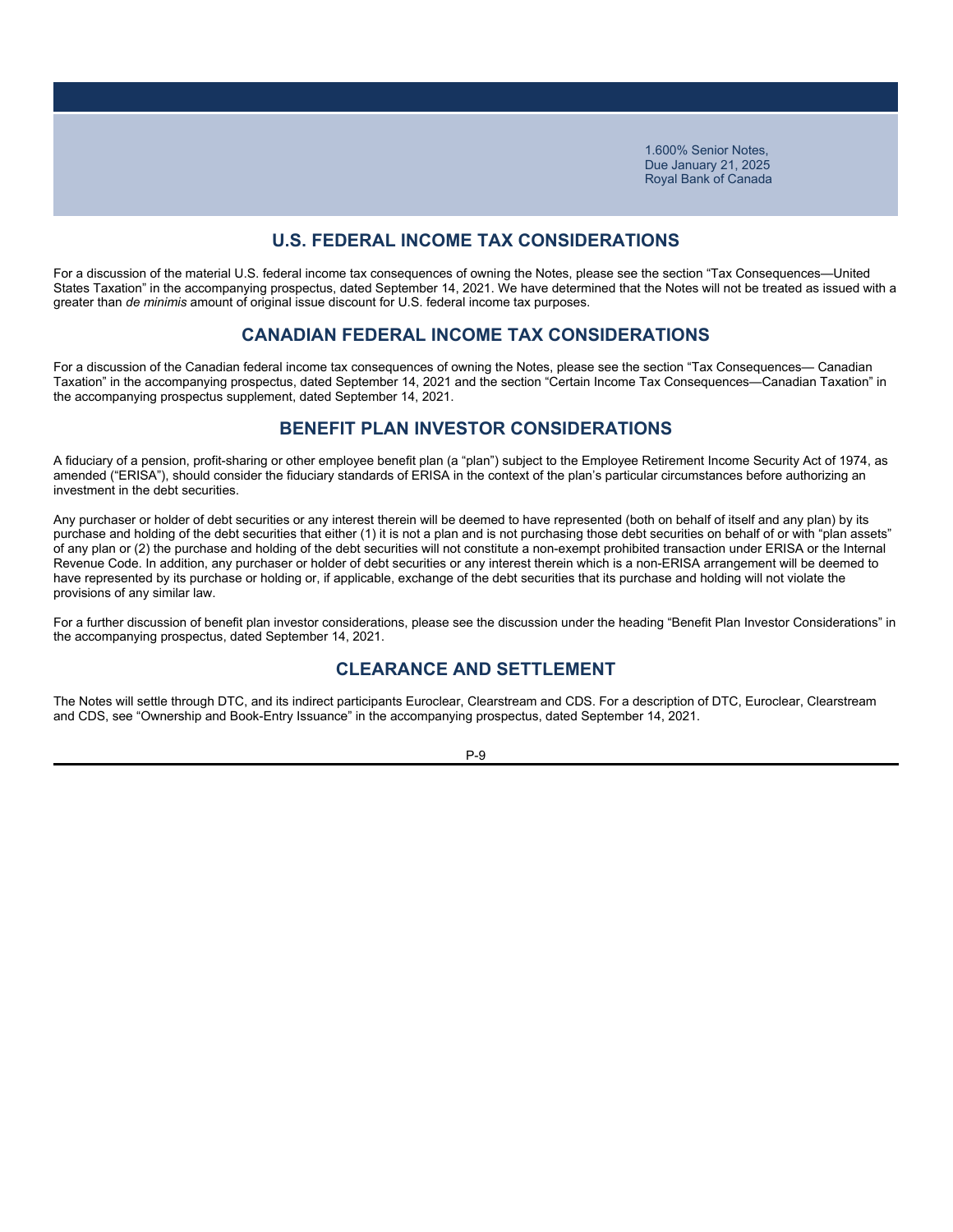## U.S. FEDERAL INCOME TAX CONSIDERATIONS

For a discussion of the material U.S. federal income tax consequences of owning the Notes, please see the section "Tax Consequences—United States Taxation" in the accompanying prospectus, dated September 14, 2021. We have determined that the Notes will not be treated as issued with a greater than *de minimis* amount of original issue discount for U.S. federal income tax purposes.

## CANADIAN FEDERAL INCOME TAX CONSIDERATIONS

For a discussion of the Canadian federal income tax consequences of owning the Notes, please see the section "Tax Consequences— Canadian Taxation" in the accompanying prospectus, dated September 14, 2021 and the section "Certain Income Tax Consequences—Canadian Taxation" in the accompanying prospectus supplement, dated September 14, 2021.

## BENEFIT PLAN INVESTOR CONSIDERATIONS

A fiduciary of a pension, profit-sharing or other employee benefit plan (a "plan") subject to the Employee Retirement Income Security Act of 1974, as amended ("ERISA"), should consider the fiduciary standards of ERISA in the context of the plan's particular circumstances before authorizing an investment in the debt securities.

Any purchaser or holder of debt securities or any interest therein will be deemed to have represented (both on behalf of itself and any plan) by its purchase and holding of the debt securities that either (1) it is not a plan and is not purchasing those debt securities on behalf of or with "plan assets" of any plan or (2) the purchase and holding of the debt securities will not constitute a non-exempt prohibited transaction under ERISA or the Internal Revenue Code. In addition, any purchaser or holder of debt securities or any interest therein which is a non-ERISA arrangement will be deemed to have represented by its purchase or holding or, if applicable, exchange of the debt securities that its purchase and holding will not violate the provisions of any similar law.

For a further discussion of benefit plan investor considerations, please see the discussion under the heading "Benefit Plan Investor Considerations" in the accompanying prospectus, dated September 14, 2021.

## CLEARANCE AND SETTLEMENT

The Notes will settle through DTC, and its indirect participants Euroclear, Clearstream and CDS. For a description of DTC, Euroclear, Clearstream and CDS, see "Ownership and Book-Entry Issuance" in the accompanying prospectus, dated September 14, 2021.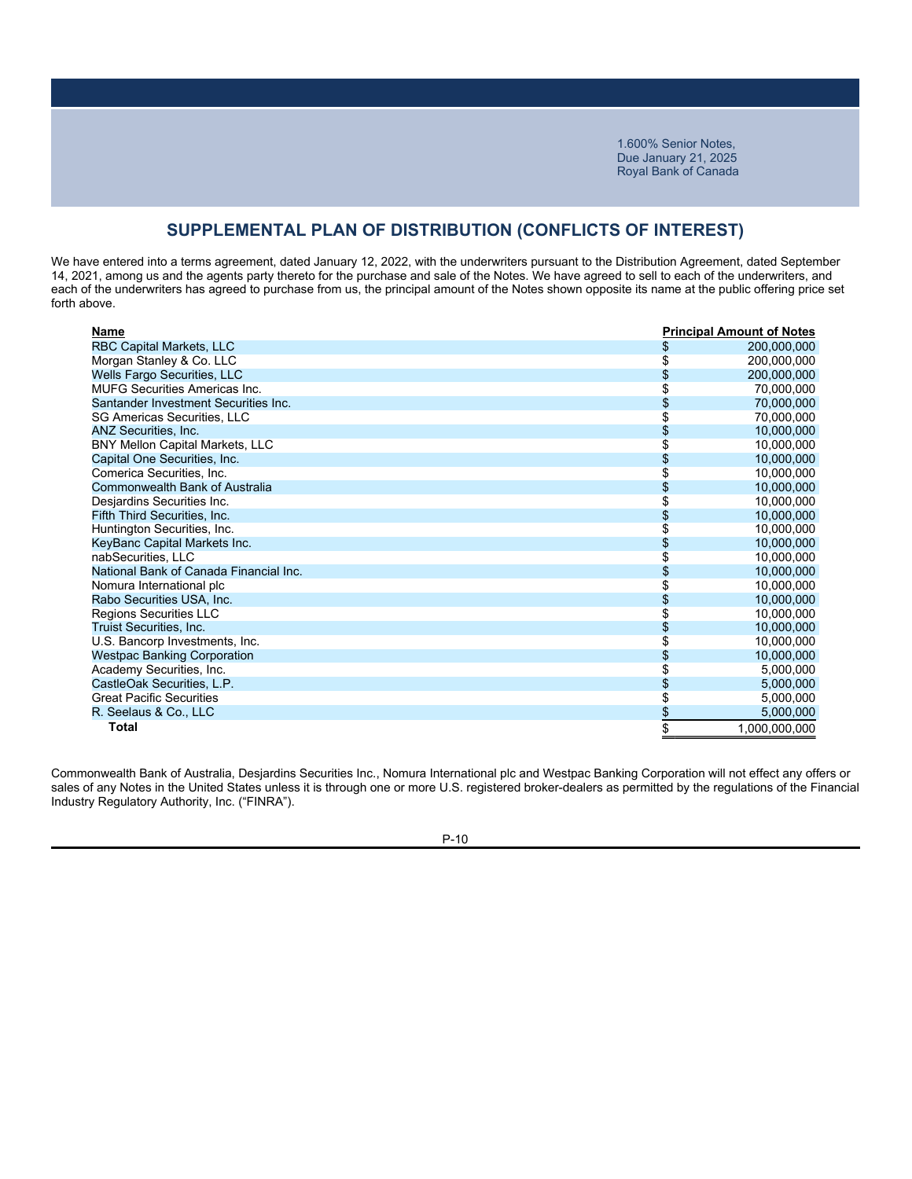1.600% Senior Notes,
Due January 21, 2025
Royal Bank of Canada

## SUPPLEMENTAL PLAN OF DISTRIBUTION (CONFLICTS OF INTEREST)

We have entered into a terms agreement, dated January 12, 2022, with the underwriters pursuant to the Distribution Agreement, dated September 14, 2021, among us and the agents party thereto for the purchase and sale of the Notes. We have agreed to sell to each of the underwriters, and each of the underwriters has agreed to purchase from us, the principal amount of the Notes shown opposite its name at the public offering price set forth above.

| Name | Principal Amount of Notes |
|---|---|
| RBC Capital Markets, LLC | $ 200,000,000 |
| Morgan Stanley & Co. LLC | $ 200,000,000 |
| Wells Fargo Securities, LLC | $ 200,000,000 |
| MUFG Securities Americas Inc. | $ 70,000,000 |
| Santander Investment Securities Inc. | $ 70,000,000 |
| SG Americas Securities, LLC | $ 70,000,000 |
| ANZ Securities, Inc. | $ 10,000,000 |
| BNY Mellon Capital Markets, LLC | $ 10,000,000 |
| Capital One Securities, Inc. | $ 10,000,000 |
| Comerica Securities, Inc. | $ 10,000,000 |
| Commonwealth Bank of Australia | $ 10,000,000 |
| Desjardins Securities Inc. | $ 10,000,000 |
| Fifth Third Securities, Inc. | $ 10,000,000 |
| Huntington Securities, Inc. | $ 10,000,000 |
| KeyBanc Capital Markets Inc. | $ 10,000,000 |
| nabSecurities, LLC | $ 10,000,000 |
| National Bank of Canada Financial Inc. | $ 10,000,000 |
| Nomura International plc | $ 10,000,000 |
| Rabo Securities USA, Inc. | $ 10,000,000 |
| Regions Securities LLC | $ 10,000,000 |
| Truist Securities, Inc. | $ 10,000,000 |
| U.S. Bancorp Investments, Inc. | $ 10,000,000 |
| Westpac Banking Corporation | $ 10,000,000 |
| Academy Securities, Inc. | $ 5,000,000 |
| CastleOak Securities, L.P. | $ 5,000,000 |
| Great Pacific Securities | $ 5,000,000 |
| R. Seelaus & Co., LLC | $ 5,000,000 |
| **Total** | $ 1,000,000,000 |

Commonwealth Bank of Australia, Desjardins Securities Inc., Nomura International plc and Westpac Banking Corporation will not effect any offers or sales of any Notes in the United States unless it is through one or more U.S. registered broker-dealers as permitted by the regulations of the Financial Industry Regulatory Authority, Inc. ("FINRA").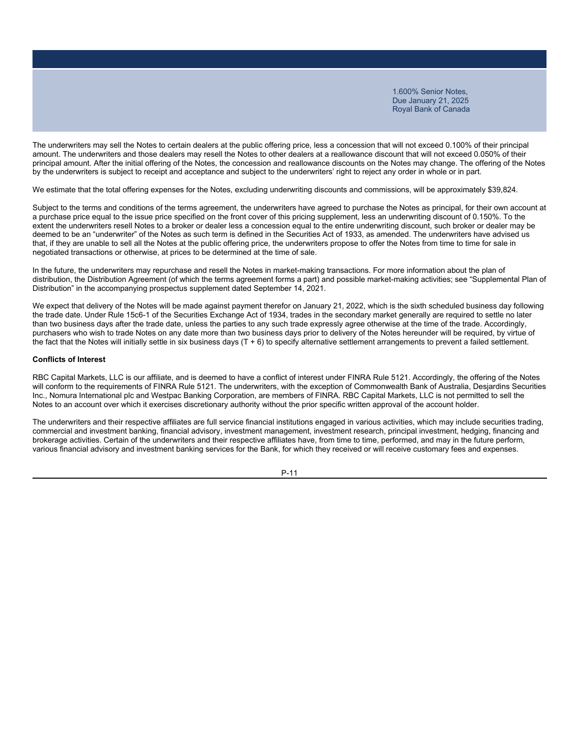The underwriters may sell the Notes to certain dealers at the public offering price, less a concession that will not exceed 0.100% of their principal amount. The underwriters and those dealers may resell the Notes to other dealers at a reallowance discount that will not exceed 0.050% of their principal amount. After the initial offering of the Notes, the concession and reallowance discounts on the Notes may change. The offering of the Notes by the underwriters is subject to receipt and acceptance and subject to the underwriters' right to reject any order in whole or in part.

We estimate that the total offering expenses for the Notes, excluding underwriting discounts and commissions, will be approximately $39,824.

Subject to the terms and conditions of the terms agreement, the underwriters have agreed to purchase the Notes as principal, for their own account at a purchase price equal to the issue price specified on the front cover of this pricing supplement, less an underwriting discount of 0.150%. To the extent the underwriters resell Notes to a broker or dealer less a concession equal to the entire underwriting discount, such broker or dealer may be deemed to be an "underwriter" of the Notes as such term is defined in the Securities Act of 1933, as amended. The underwriters have advised us that, if they are unable to sell all the Notes at the public offering price, the underwriters propose to offer the Notes from time to time for sale in negotiated transactions or otherwise, at prices to be determined at the time of sale.

In the future, the underwriters may repurchase and resell the Notes in market-making transactions. For more information about the plan of distribution, the Distribution Agreement (of which the terms agreement forms a part) and possible market-making activities; see "Supplemental Plan of Distribution" in the accompanying prospectus supplement dated September 14, 2021.

We expect that delivery of the Notes will be made against payment therefor on January 21, 2022, which is the sixth scheduled business day following the trade date. Under Rule 15c6-1 of the Securities Exchange Act of 1934, trades in the secondary market generally are required to settle no later than two business days after the trade date, unless the parties to any such trade expressly agree otherwise at the time of the trade. Accordingly, purchasers who wish to trade Notes on any date more than two business days prior to delivery of the Notes hereunder will be required, by virtue of the fact that the Notes will initially settle in six business days (T + 6) to specify alternative settlement arrangements to prevent a failed settlement.

**Conflicts of Interest**

RBC Capital Markets, LLC is our affiliate, and is deemed to have a conflict of interest under FINRA Rule 5121. Accordingly, the offering of the Notes will conform to the requirements of FINRA Rule 5121. The underwriters, with the exception of Commonwealth Bank of Australia, Desjardins Securities Inc., Nomura International plc and Westpac Banking Corporation, are members of FINRA. RBC Capital Markets, LLC is not permitted to sell the Notes to an account over which it exercises discretionary authority without the prior specific written approval of the account holder.

The underwriters and their respective affiliates are full service financial institutions engaged in various activities, which may include securities trading, commercial and investment banking, financial advisory, investment management, investment research, principal investment, hedging, financing and brokerage activities. Certain of the underwriters and their respective affiliates have, from time to time, performed, and may in the future perform, various financial advisory and investment banking services for the Bank, for which they received or will receive customary fees and expenses.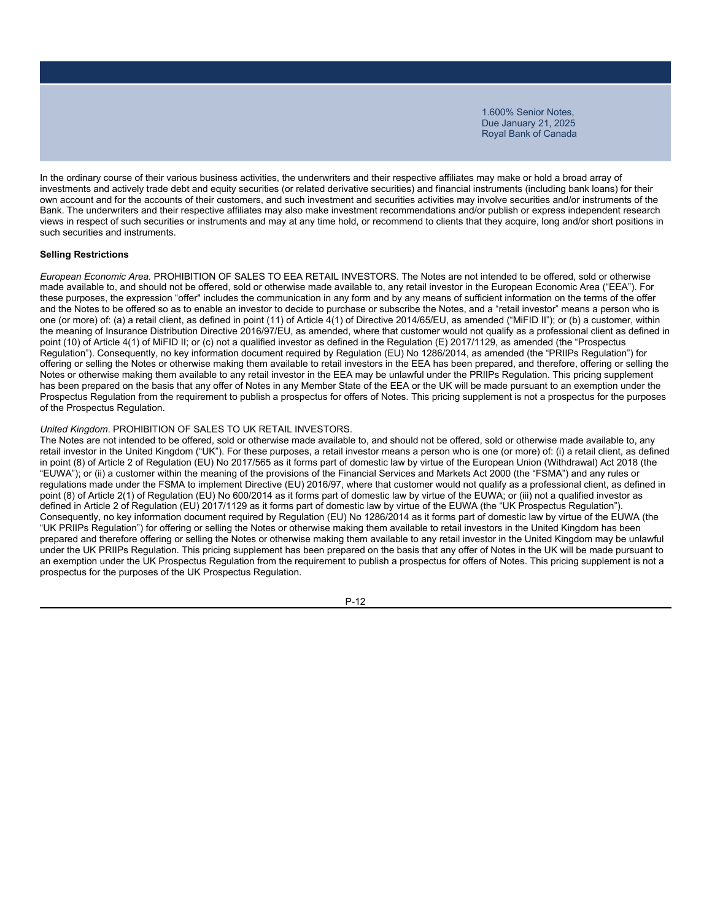In the ordinary course of their various business activities, the underwriters and their respective affiliates may make or hold a broad array of investments and actively trade debt and equity securities (or related derivative securities) and financial instruments (including bank loans) for their own account and for the accounts of their customers, and such investment and securities activities may involve securities and/or instruments of the Bank. The underwriters and their respective affiliates may also make investment recommendations and/or publish or express independent research views in respect of such securities or instruments and may at any time hold, or recommend to clients that they acquire, long and/or short positions in such securities and instruments.

**Selling Restrictions**

*European Economic Area.* PROHIBITION OF SALES TO EEA RETAIL INVESTORS. The Notes are not intended to be offered, sold or otherwise made available to, and should not be offered, sold or otherwise made available to, any retail investor in the European Economic Area ("EEA"). For these purposes, the expression "offer" includes the communication in any form and by any means of sufficient information on the terms of the offer and the Notes to be offered so as to enable an investor to decide to purchase or subscribe the Notes, and a "retail investor" means a person who is one (or more) of: (a) a retail client, as defined in point (11) of Article 4(1) of Directive 2014/65/EU, as amended ("MiFID II"); or (b) a customer, within the meaning of Insurance Distribution Directive 2016/97/EU, as amended, where that customer would not qualify as a professional client as defined in point (10) of Article 4(1) of MiFID II; or (c) not a qualified investor as defined in the Regulation (E) 2017/1129, as amended (the "Prospectus Regulation"). Consequently, no key information document required by Regulation (EU) No 1286/2014, as amended (the "PRIIPs Regulation") for offering or selling the Notes or otherwise making them available to retail investors in the EEA has been prepared, and therefore, offering or selling the Notes or otherwise making them available to any retail investor in the EEA may be unlawful under the PRIIPs Regulation. This pricing supplement has been prepared on the basis that any offer of Notes in any Member State of the EEA or the UK will be made pursuant to an exemption under the Prospectus Regulation from the requirement to publish a prospectus for offers of Notes. This pricing supplement is not a prospectus for the purposes of the Prospectus Regulation.

*United Kingdom*. PROHIBITION OF SALES TO UK RETAIL INVESTORS.

The Notes are not intended to be offered, sold or otherwise made available to, and should not be offered, sold or otherwise made available to, any retail investor in the United Kingdom ("UK"). For these purposes, a retail investor means a person who is one (or more) of: (i) a retail client, as defined in point (8) of Article 2 of Regulation (EU) No 2017/565 as it forms part of domestic law by virtue of the European Union (Withdrawal) Act 2018 (the "EUWA"); or (ii) a customer within the meaning of the provisions of the Financial Services and Markets Act 2000 (the "FSMA") and any rules or regulations made under the FSMA to implement Directive (EU) 2016/97, where that customer would not qualify as a professional client, as defined in point (8) of Article 2(1) of Regulation (EU) No 600/2014 as it forms part of domestic law by virtue of the EUWA; or (iii) not a qualified investor as defined in Article 2 of Regulation (EU) 2017/1129 as it forms part of domestic law by virtue of the EUWA (the "UK Prospectus Regulation"). Consequently, no key information document required by Regulation (EU) No 1286/2014 as it forms part of domestic law by virtue of the EUWA (the "UK PRIIPs Regulation") for offering or selling the Notes or otherwise making them available to retail investors in the United Kingdom has been prepared and therefore offering or selling the Notes or otherwise making them available to any retail investor in the United Kingdom may be unlawful under the UK PRIIPs Regulation. This pricing supplement has been prepared on the basis that any offer of Notes in the UK will be made pursuant to an exemption under the UK Prospectus Regulation from the requirement to publish a prospectus for offers of Notes. This pricing supplement is not a prospectus for the purposes of the UK Prospectus Regulation.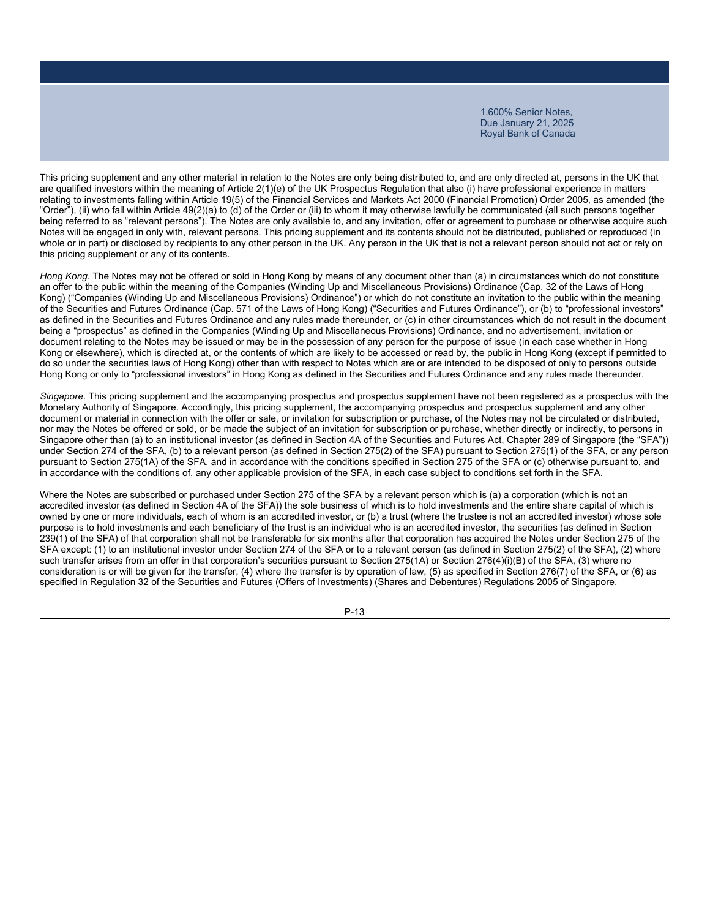This pricing supplement and any other material in relation to the Notes are only being distributed to, and are only directed at, persons in the UK that are qualified investors within the meaning of Article 2(1)(e) of the UK Prospectus Regulation that also (i) have professional experience in matters relating to investments falling within Article 19(5) of the Financial Services and Markets Act 2000 (Financial Promotion) Order 2005, as amended (the "Order"), (ii) who fall within Article 49(2)(a) to (d) of the Order or (iii) to whom it may otherwise lawfully be communicated (all such persons together being referred to as "relevant persons"). The Notes are only available to, and any invitation, offer or agreement to purchase or otherwise acquire such Notes will be engaged in only with, relevant persons. This pricing supplement and its contents should not be distributed, published or reproduced (in whole or in part) or disclosed by recipients to any other person in the UK. Any person in the UK that is not a relevant person should not act or rely on this pricing supplement or any of its contents.

*Hong Kong*. The Notes may not be offered or sold in Hong Kong by means of any document other than (a) in circumstances which do not constitute an offer to the public within the meaning of the Companies (Winding Up and Miscellaneous Provisions) Ordinance (Cap. 32 of the Laws of Hong Kong) ("Companies (Winding Up and Miscellaneous Provisions) Ordinance") or which do not constitute an invitation to the public within the meaning of the Securities and Futures Ordinance (Cap. 571 of the Laws of Hong Kong) ("Securities and Futures Ordinance"), or (b) to "professional investors" as defined in the Securities and Futures Ordinance and any rules made thereunder, or (c) in other circumstances which do not result in the document being a "prospectus" as defined in the Companies (Winding Up and Miscellaneous Provisions) Ordinance, and no advertisement, invitation or document relating to the Notes may be issued or may be in the possession of any person for the purpose of issue (in each case whether in Hong Kong or elsewhere), which is directed at, or the contents of which are likely to be accessed or read by, the public in Hong Kong (except if permitted to do so under the securities laws of Hong Kong) other than with respect to Notes which are or are intended to be disposed of only to persons outside Hong Kong or only to "professional investors" in Hong Kong as defined in the Securities and Futures Ordinance and any rules made thereunder.

*Singapore*. This pricing supplement and the accompanying prospectus and prospectus supplement have not been registered as a prospectus with the Monetary Authority of Singapore. Accordingly, this pricing supplement, the accompanying prospectus and prospectus supplement and any other document or material in connection with the offer or sale, or invitation for subscription or purchase, of the Notes may not be circulated or distributed, nor may the Notes be offered or sold, or be made the subject of an invitation for subscription or purchase, whether directly or indirectly, to persons in Singapore other than (a) to an institutional investor (as defined in Section 4A of the Securities and Futures Act, Chapter 289 of Singapore (the "SFA")) under Section 274 of the SFA, (b) to a relevant person (as defined in Section 275(2) of the SFA) pursuant to Section 275(1) of the SFA, or any person pursuant to Section 275(1A) of the SFA, and in accordance with the conditions specified in Section 275 of the SFA or (c) otherwise pursuant to, and in accordance with the conditions of, any other applicable provision of the SFA, in each case subject to conditions set forth in the SFA.

Where the Notes are subscribed or purchased under Section 275 of the SFA by a relevant person which is (a) a corporation (which is not an accredited investor (as defined in Section 4A of the SFA)) the sole business of which is to hold investments and the entire share capital of which is owned by one or more individuals, each of whom is an accredited investor, or (b) a trust (where the trustee is not an accredited investor) whose sole purpose is to hold investments and each beneficiary of the trust is an individual who is an accredited investor, the securities (as defined in Section 239(1) of the SFA) of that corporation shall not be transferable for six months after that corporation has acquired the Notes under Section 275 of the SFA except: (1) to an institutional investor under Section 274 of the SFA or to a relevant person (as defined in Section 275(2) of the SFA), (2) where such transfer arises from an offer in that corporation's securities pursuant to Section 275(1A) or Section 276(4)(i)(B) of the SFA, (3) where no consideration is or will be given for the transfer, (4) where the transfer is by operation of law, (5) as specified in Section 276(7) of the SFA, or (6) as specified in Regulation 32 of the Securities and Futures (Offers of Investments) (Shares and Debentures) Regulations 2005 of Singapore.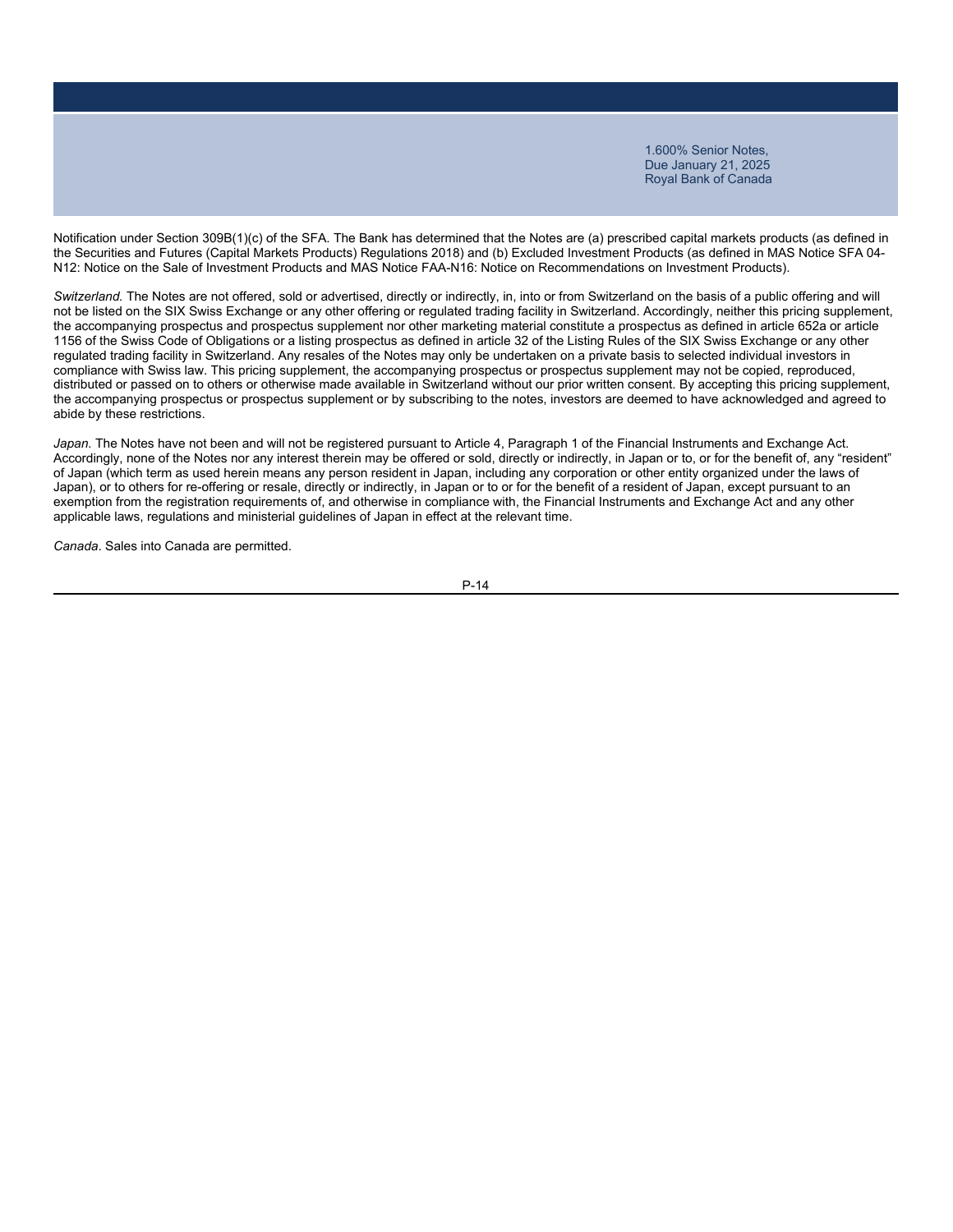Notification under Section 309B(1)(c) of the SFA. The Bank has determined that the Notes are (a) prescribed capital markets products (as defined in the Securities and Futures (Capital Markets Products) Regulations 2018) and (b) Excluded Investment Products (as defined in MAS Notice SFA 04-N12: Notice on the Sale of Investment Products and MAS Notice FAA-N16: Notice on Recommendations on Investment Products).

*Switzerland.* The Notes are not offered, sold or advertised, directly or indirectly, in, into or from Switzerland on the basis of a public offering and will not be listed on the SIX Swiss Exchange or any other offering or regulated trading facility in Switzerland. Accordingly, neither this pricing supplement, the accompanying prospectus and prospectus supplement nor other marketing material constitute a prospectus as defined in article 652a or article 1156 of the Swiss Code of Obligations or a listing prospectus as defined in article 32 of the Listing Rules of the SIX Swiss Exchange or any other regulated trading facility in Switzerland. Any resales of the Notes may only be undertaken on a private basis to selected individual investors in compliance with Swiss law. This pricing supplement, the accompanying prospectus or prospectus supplement may not be copied, reproduced, distributed or passed on to others or otherwise made available in Switzerland without our prior written consent. By accepting this pricing supplement, the accompanying prospectus or prospectus supplement or by subscribing to the notes, investors are deemed to have acknowledged and agreed to abide by these restrictions.

*Japan.* The Notes have not been and will not be registered pursuant to Article 4, Paragraph 1 of the Financial Instruments and Exchange Act. Accordingly, none of the Notes nor any interest therein may be offered or sold, directly or indirectly, in Japan or to, or for the benefit of, any "resident" of Japan (which term as used herein means any person resident in Japan, including any corporation or other entity organized under the laws of Japan), or to others for re-offering or resale, directly or indirectly, in Japan or to or for the benefit of a resident of Japan, except pursuant to an exemption from the registration requirements of, and otherwise in compliance with, the Financial Instruments and Exchange Act and any other applicable laws, regulations and ministerial guidelines of Japan in effect at the relevant time.

*Canada*. Sales into Canada are permitted.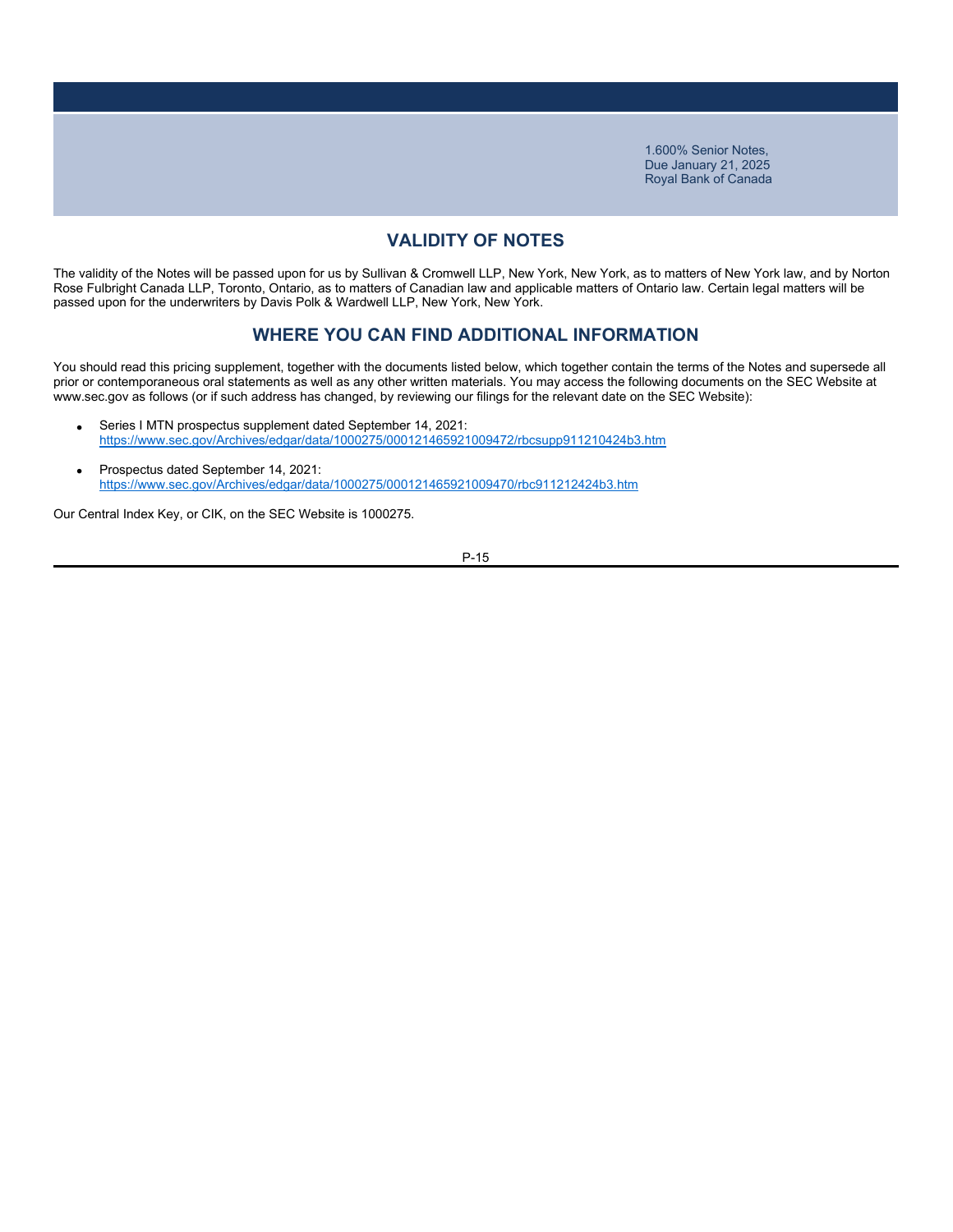## VALIDITY OF NOTES

The validity of the Notes will be passed upon for us by Sullivan & Cromwell LLP, New York, New York, as to matters of New York law, and by Norton Rose Fulbright Canada LLP, Toronto, Ontario, as to matters of Canadian law and applicable matters of Ontario law. Certain legal matters will be passed upon for the underwriters by Davis Polk & Wardwell LLP, New York, New York.

## WHERE YOU CAN FIND ADDITIONAL INFORMATION

You should read this pricing supplement, together with the documents listed below, which together contain the terms of the Notes and supersede all prior or contemporaneous oral statements as well as any other written materials. You may access the following documents on the SEC Website at www.sec.gov as follows (or if such address has changed, by reviewing our filings for the relevant date on the SEC Website):

- Series I MTN prospectus supplement dated September 14, 2021:
  https://www.sec.gov/Archives/edgar/data/1000275/000121465921009472/rbcsupp911210424b3.htm

- Prospectus dated September 14, 2021:
  https://www.sec.gov/Archives/edgar/data/1000275/000121465921009470/rbc911212424b3.htm

Our Central Index Key, or CIK, on the SEC Website is 1000275.